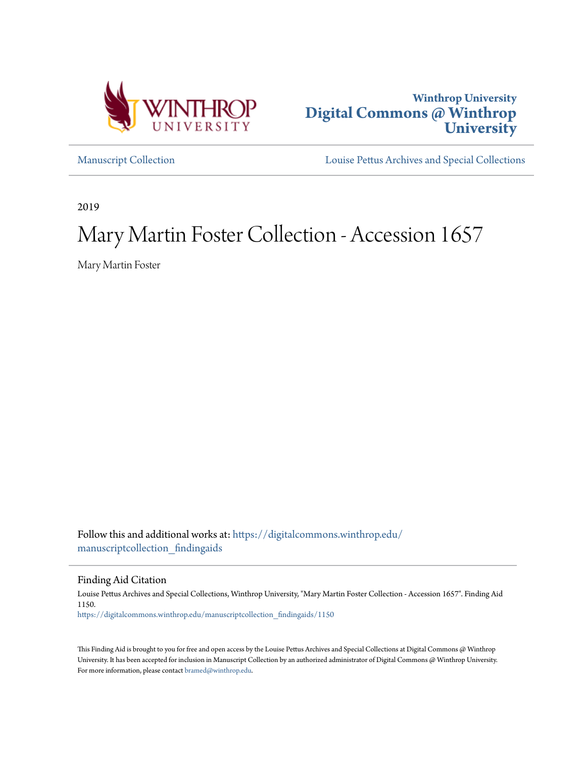Winthrop University

# Digital Commons @ Winthrop University

Manuscript Collection

Louise Pettus Archives and Special Collections

2019

# Mary Martin Foster Collection - Accession 1657

Mary Martin Foster

Follow this and additional works at: https://digitalcommons.winthrop.edu/manuscriptcollection_findingaids

## Finding Aid Citation

Louise Pettus Archives and Special Collections, Winthrop University, "Mary Martin Foster Collection - Accession 1657". Finding Aid 1150.
https://digitalcommons.winthrop.edu/manuscriptcollection_findingaids/1150

This Finding Aid is brought to you for free and open access by the Louise Pettus Archives and Special Collections at Digital Commons @ Winthrop University. It has been accepted for inclusion in Manuscript Collection by an authorized administrator of Digital Commons @ Winthrop University. For more information, please contact bramed@winthrop.edu.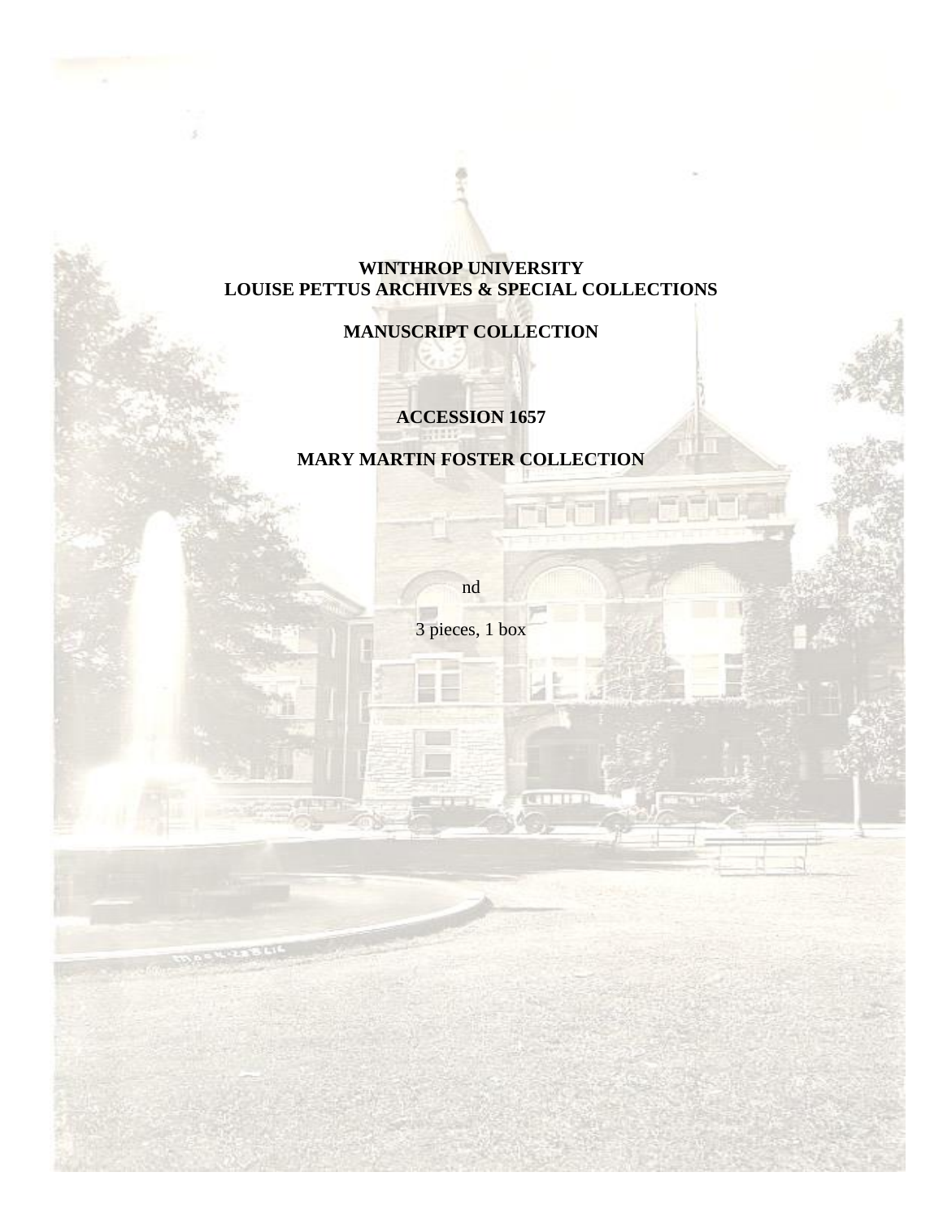**WINTHROP UNIVERSITY**
**LOUISE PETTUS ARCHIVES & SPECIAL COLLECTIONS**

**MANUSCRIPT COLLECTION**

**ACCESSION 1657**

**MARY MARTIN FOSTER COLLECTION**

nd

3 pieces, 1 box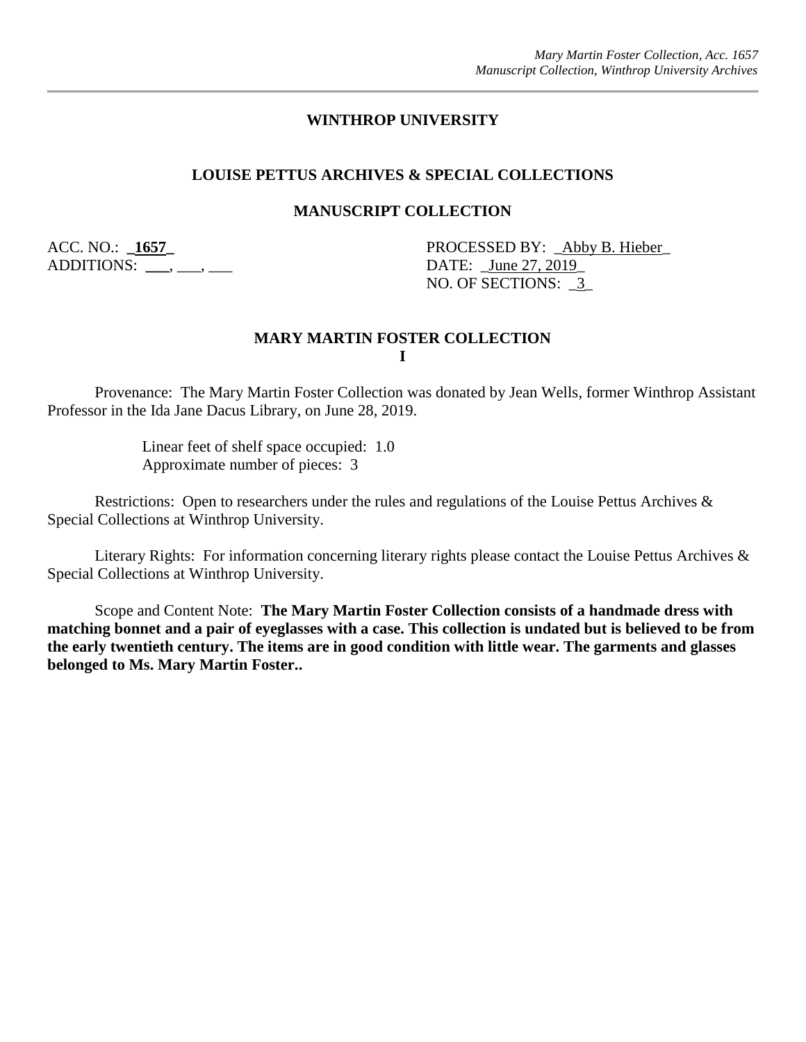# WINTHROP UNIVERSITY

## LOUISE PETTUS ARCHIVES & SPECIAL COLLECTIONS

## MANUSCRIPT COLLECTION

ACC. NO.: **1657**
ADDITIONS: ___, ___, ___

PROCESSED BY: Abby B. Hieber
DATE: June 27, 2019
NO. OF SECTIONS: 3

### MARY MARTIN FOSTER COLLECTION
**I**

Provenance: The Mary Martin Foster Collection was donated by Jean Wells, former Winthrop Assistant Professor in the Ida Jane Dacus Library, on June 28, 2019.

Linear feet of shelf space occupied: 1.0
Approximate number of pieces: 3

Restrictions: Open to researchers under the rules and regulations of the Louise Pettus Archives & Special Collections at Winthrop University.

Literary Rights: For information concerning literary rights please contact the Louise Pettus Archives & Special Collections at Winthrop University.

Scope and Content Note: **The Mary Martin Foster Collection consists of a handmade dress with matching bonnet and a pair of eyeglasses with a case. This collection is undated but is believed to be from the early twentieth century. The items are in good condition with little wear. The garments and glasses belonged to Ms. Mary Martin Foster..**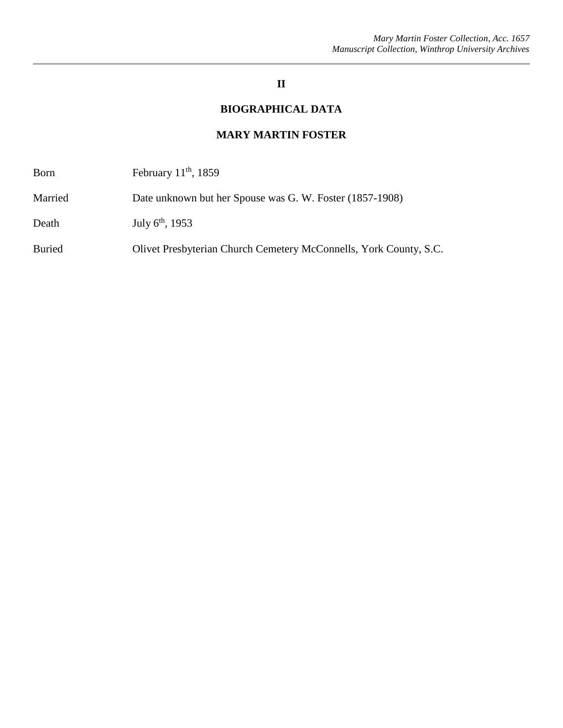## II

## BIOGRAPHICAL DATA

## MARY MARTIN FOSTER

| | |
|---|---|
| Born | February 11th, 1859 |
| Married | Date unknown but her Spouse was G. W. Foster (1857-1908) |
| Death | July 6th, 1953 |
| Buried | Olivet Presbyterian Church Cemetery McConnells, York County, S.C. |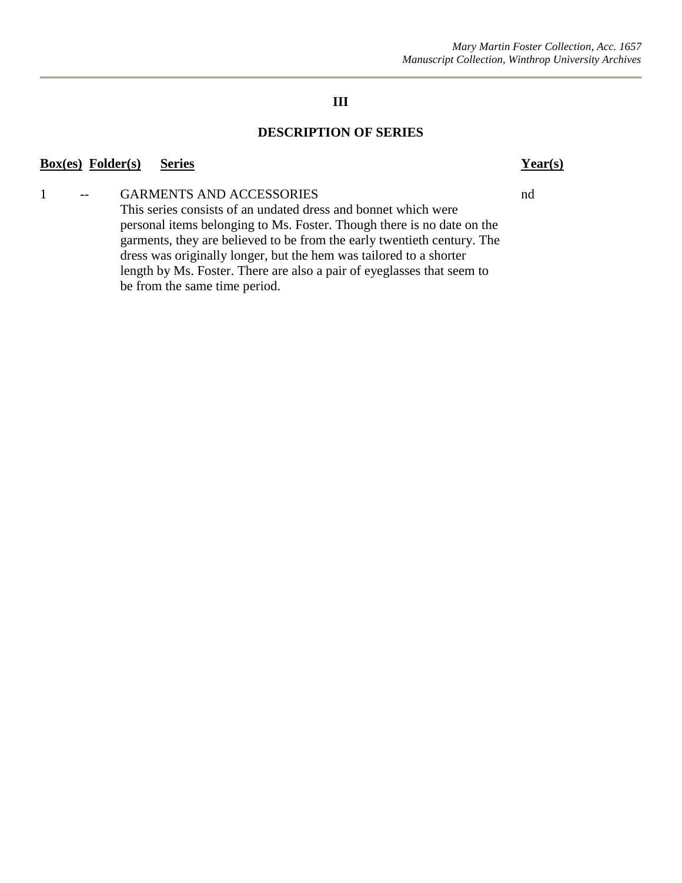## III

## DESCRIPTION OF SERIES

| Box(es) | Folder(s) | Series | Year(s) |
| --- | --- | --- | --- |
| 1 | -- | GARMENTS AND ACCESSORIES<br>This series consists of an undated dress and bonnet which were personal items belonging to Ms. Foster. Though there is no date on the garments, they are believed to be from the early twentieth century. The dress was originally longer, but the hem was tailored to a shorter length by Ms. Foster. There are also a pair of eyeglasses that seem to be from the same time period. | nd |